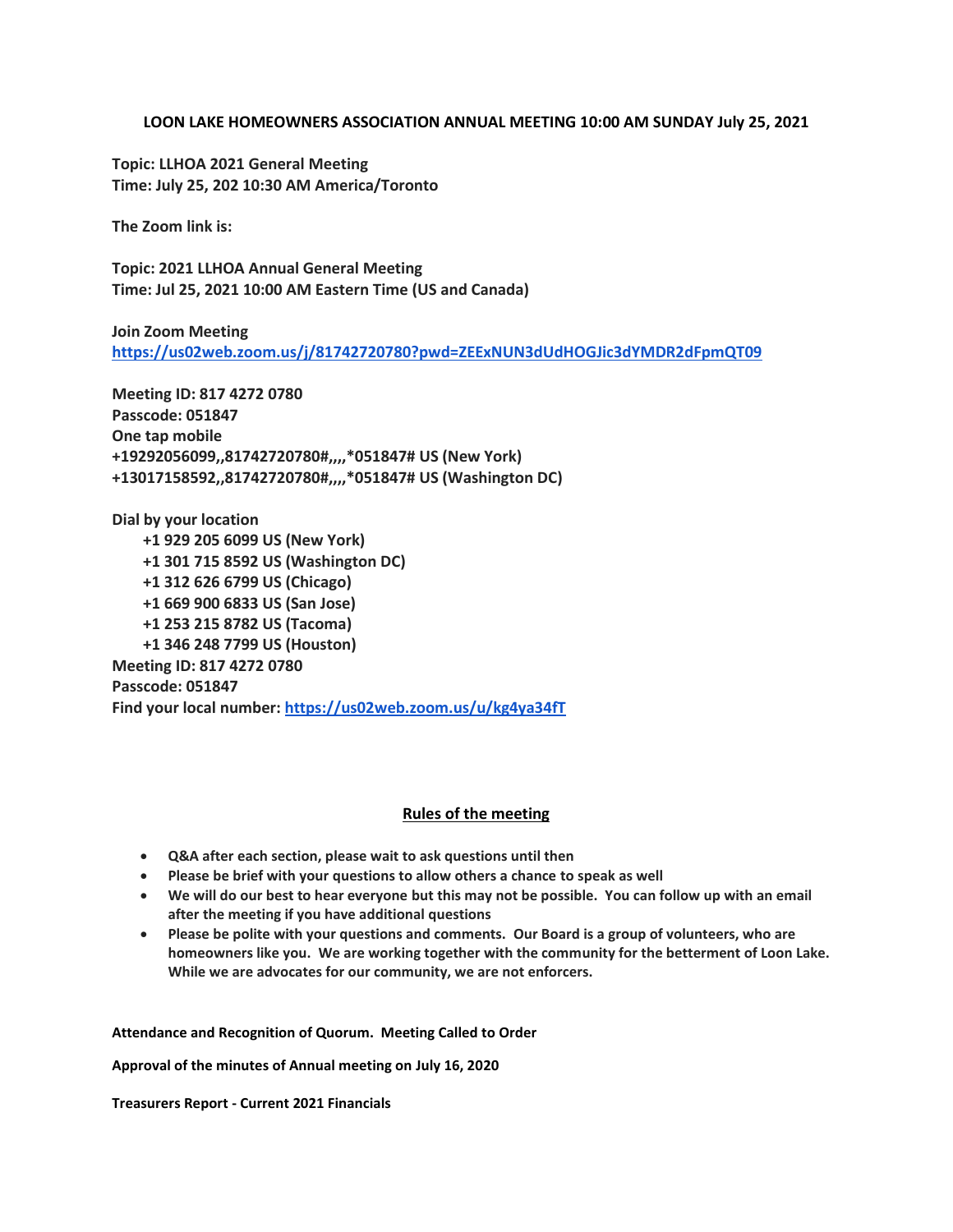**LOON LAKE HOMEOWNERS ASSOCIATION ANNUAL MEETING 10:00 AM SUNDAY July 25, 2021**

**Topic: LLHOA 2021 General Meeting**
**Time: July 25, 202 10:30 AM America/Toronto**

**The Zoom link is:**

**Topic: 2021 LLHOA Annual General Meeting**
**Time: Jul 25, 2021 10:00 AM Eastern Time (US and Canada)**

**Join Zoom Meeting**
**https://us02web.zoom.us/j/81742720780?pwd=ZEExNUN3dUdHOGJic3dYMDR2dFpmQT09**

**Meeting ID: 817 4272 0780**
**Passcode: 051847**
**One tap mobile**
**+19292056099,,81742720780#,,,,*051847# US (New York)**
**+13017158592,,81742720780#,,,,*051847# US (Washington DC)**

**Dial by your location**
**+1 929 205 6099 US (New York)**
**+1 301 715 8592 US (Washington DC)**
**+1 312 626 6799 US (Chicago)**
**+1 669 900 6833 US (San Jose)**
**+1 253 215 8782 US (Tacoma)**
**+1 346 248 7799 US (Houston)**
**Meeting ID: 817 4272 0780**
**Passcode: 051847**
**Find your local number: https://us02web.zoom.us/u/kg4ya34fT**

## Rules of the meeting

- **Q&A after each section, please wait to ask questions until then**
- **Please be brief with your questions to allow others a chance to speak as well**
- **We will do our best to hear everyone but this may not be possible. You can follow up with an email after the meeting if you have additional questions**
- **Please be polite with your questions and comments. Our Board is a group of volunteers, who are homeowners like you. We are working together with the community for the betterment of Loon Lake. While we are advocates for our community, we are not enforcers.**

**Attendance and Recognition of Quorum. Meeting Called to Order**

**Approval of the minutes of Annual meeting on July 16, 2020**

**Treasurers Report - Current 2021 Financials**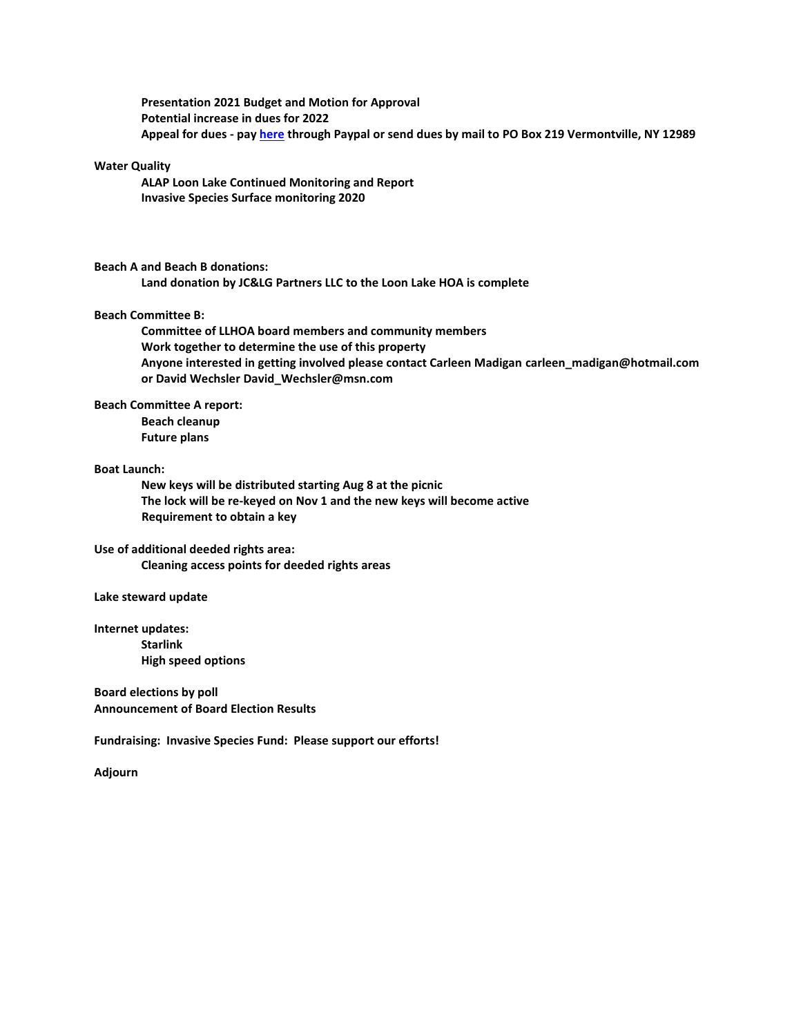**Presentation 2021 Budget and Motion for Approval**
**Potential increase in dues for 2022**
**Appeal for dues - pay [here](#) through Paypal or send dues by mail to PO Box 219 Vermontville, NY 12989**

**Water Quality**

- **ALAP Loon Lake Continued Monitoring and Report**
- **Invasive Species Surface monitoring 2020**

**Beach A and Beach B donations:**

- **Land donation by JC&LG Partners LLC to the Loon Lake HOA is complete**

**Beach Committee B:**

- **Committee of LLHOA board members and community members**
- **Work together to determine the use of this property**
- **Anyone interested in getting involved please contact Carleen Madigan carleen_madigan@hotmail.com or David Wechsler David_Wechsler@msn.com**

**Beach Committee A report:**

- **Beach cleanup**
- **Future plans**

**Boat Launch:**

- **New keys will be distributed starting Aug 8 at the picnic**
- **The lock will be re-keyed on Nov 1 and the new keys will become active**
- **Requirement to obtain a key**

**Use of additional deeded rights area:**

- **Cleaning access points for deeded rights areas**

**Lake steward update**

**Internet updates:**

- **Starlink**
- **High speed options**

**Board elections by poll**
**Announcement of Board Election Results**

**Fundraising: Invasive Species Fund: Please support our efforts!**

**Adjourn**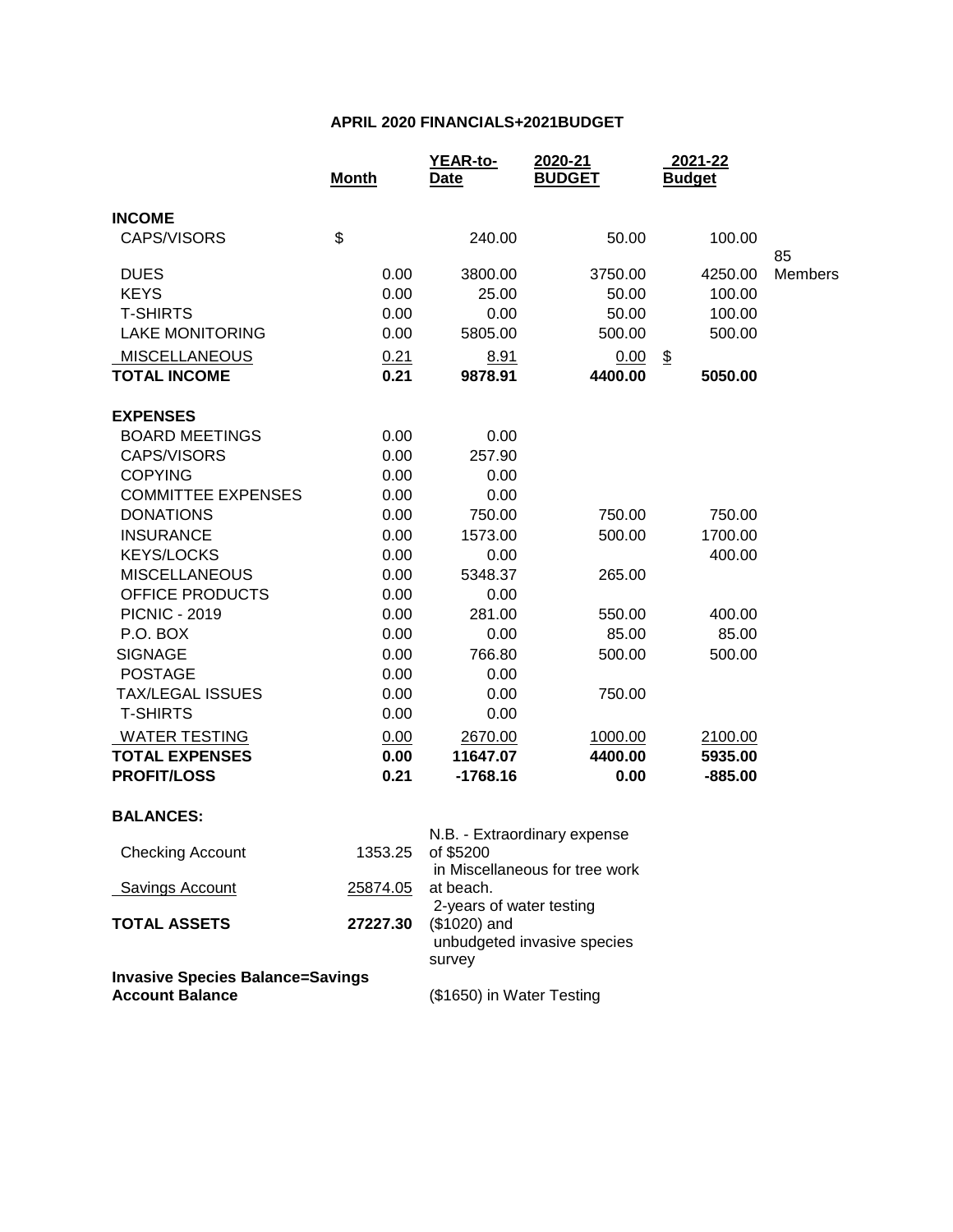## APRIL 2020 FINANCIALS+2021BUDGET

| | Month | YEAR-to-Date | 2020-21 BUDGET | 2021-22 Budget | |
|---|---|---|---|---|---|
| **INCOME** | | | | | |
| CAPS/VISORS | $ | 240.00 | 50.00 | 100.00 | |
| DUES | 0.00 | 3800.00 | 3750.00 | 4250.00 | 85 Members |
| KEYS | 0.00 | 25.00 | 50.00 | 100.00 | |
| T-SHIRTS | 0.00 | 0.00 | 50.00 | 100.00 | |
| LAKE MONITORING | 0.00 | 5805.00 | 500.00 | 500.00 | |
| MISCELLANEOUS | 0.21 | 8.91 | 0.00 | $ | |
| **TOTAL INCOME** | **0.21** | **9878.91** | **4400.00** | **5050.00** | |
| **EXPENSES** | | | | | |
| BOARD MEETINGS | 0.00 | 0.00 | | | |
| CAPS/VISORS | 0.00 | 257.90 | | | |
| COPYING | 0.00 | 0.00 | | | |
| COMMITTEE EXPENSES | 0.00 | 0.00 | | | |
| DONATIONS | 0.00 | 750.00 | 750.00 | 750.00 | |
| INSURANCE | 0.00 | 1573.00 | 500.00 | 1700.00 | |
| KEYS/LOCKS | 0.00 | 0.00 | | 400.00 | |
| MISCELLANEOUS | 0.00 | 5348.37 | 265.00 | | |
| OFFICE PRODUCTS | 0.00 | 0.00 | | | |
| PICNIC - 2019 | 0.00 | 281.00 | 550.00 | 400.00 | |
| P.O. BOX | 0.00 | 0.00 | 85.00 | 85.00 | |
| SIGNAGE | 0.00 | 766.80 | 500.00 | 500.00 | |
| POSTAGE | 0.00 | 0.00 | | | |
| TAX/LEGAL ISSUES | 0.00 | 0.00 | 750.00 | | |
| T-SHIRTS | 0.00 | 0.00 | | | |
| WATER TESTING | 0.00 | 2670.00 | 1000.00 | 2100.00 | |
| **TOTAL EXPENSES** | **0.00** | **11647.07** | **4400.00** | **5935.00** | |
| **PROFIT/LOSS** | **0.21** | **-1768.16** | **0.00** | **-885.00** | |

**BALANCES:**

| | | |
|---|---|---|
| Checking Account | 1353.25 | |
| Savings Account | 25874.05 | |
| **TOTAL ASSETS** | **27227.30** | |

N.B. - Extraordinary expense of $5200 in Miscellaneous for tree work at beach. 2-years of water testing ($1020) and unbudgeted invasive species survey ($1650) in Water Testing

**Invasive Species Balance=Savings Account Balance**